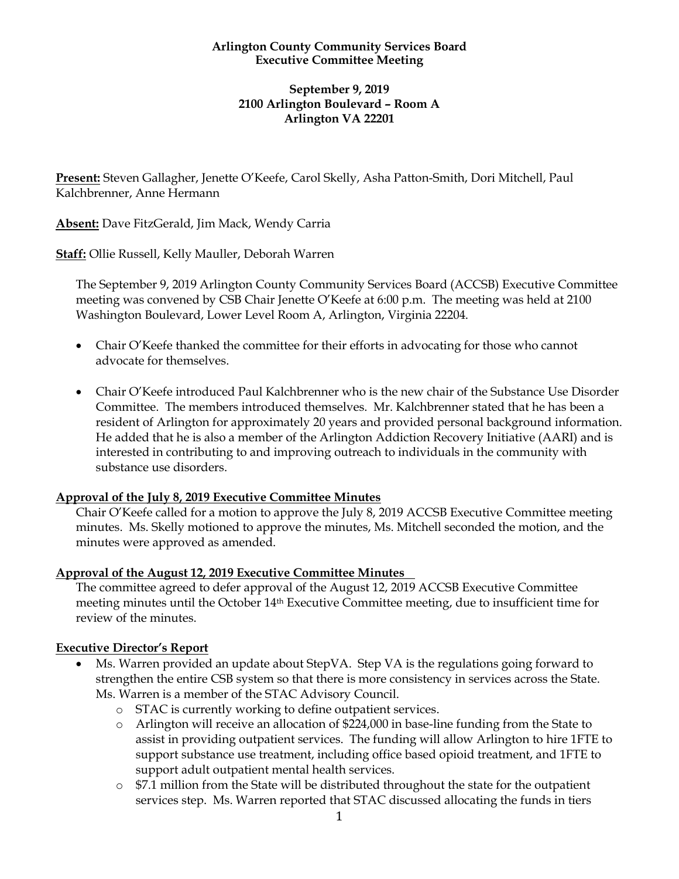**Arlington County Community Services Board**
**Executive Committee Meeting**

**September 9, 2019**
**2100 Arlington Boulevard – Room A**
**Arlington VA 22201**

**Present:** Steven Gallagher, Jenette O'Keefe, Carol Skelly, Asha Patton-Smith, Dori Mitchell, Paul Kalchbrenner, Anne Hermann

**Absent:** Dave FitzGerald, Jim Mack, Wendy Carria

**Staff:** Ollie Russell, Kelly Mauller, Deborah Warren

The September 9, 2019 Arlington County Community Services Board (ACCSB) Executive Committee meeting was convened by CSB Chair Jenette O'Keefe at 6:00 p.m. The meeting was held at 2100 Washington Boulevard, Lower Level Room A, Arlington, Virginia 22204.

- Chair O'Keefe thanked the committee for their efforts in advocating for those who cannot advocate for themselves.
- Chair O'Keefe introduced Paul Kalchbrenner who is the new chair of the Substance Use Disorder Committee. The members introduced themselves. Mr. Kalchbrenner stated that he has been a resident of Arlington for approximately 20 years and provided personal background information. He added that he is also a member of the Arlington Addiction Recovery Initiative (AARI) and is interested in contributing to and improving outreach to individuals in the community with substance use disorders.

**Approval of the July 8, 2019 Executive Committee Minutes**

Chair O'Keefe called for a motion to approve the July 8, 2019 ACCSB Executive Committee meeting minutes. Ms. Skelly motioned to approve the minutes, Ms. Mitchell seconded the motion, and the minutes were approved as amended.

**Approval of the August 12, 2019 Executive Committee Minutes**

The committee agreed to defer approval of the August 12, 2019 ACCSB Executive Committee meeting minutes until the October 14th Executive Committee meeting, due to insufficient time for review of the minutes.

**Executive Director's Report**

- Ms. Warren provided an update about StepVA. Step VA is the regulations going forward to strengthen the entire CSB system so that there is more consistency in services across the State. Ms. Warren is a member of the STAC Advisory Council.
  - STAC is currently working to define outpatient services.
  - Arlington will receive an allocation of $224,000 in base-line funding from the State to assist in providing outpatient services. The funding will allow Arlington to hire 1FTE to support substance use treatment, including office based opioid treatment, and 1FTE to support adult outpatient mental health services.
  - $7.1 million from the State will be distributed throughout the state for the outpatient services step. Ms. Warren reported that STAC discussed allocating the funds in tiers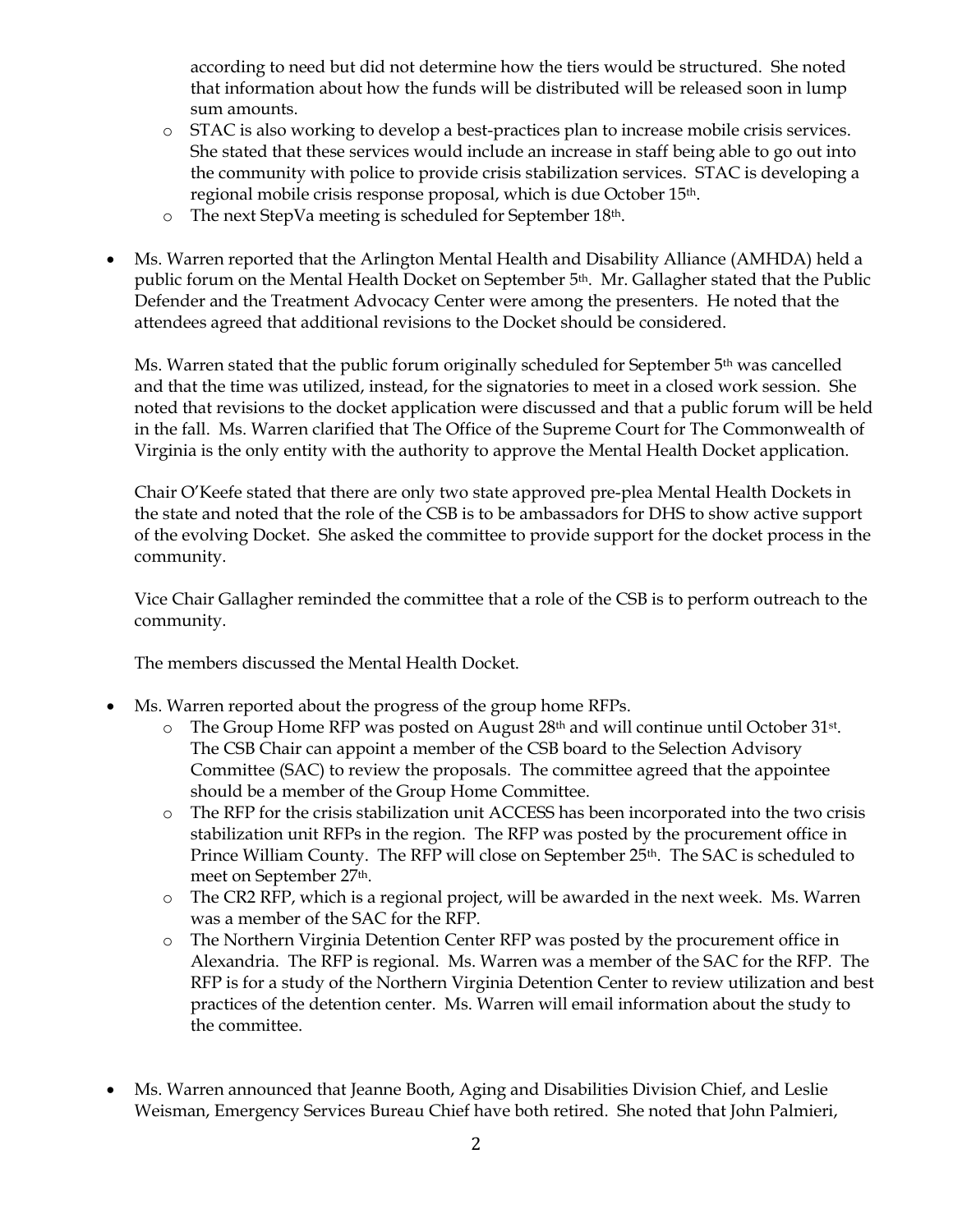according to need but did not determine how the tiers would be structured. She noted that information about how the funds will be distributed will be released soon in lump sum amounts.

  - STAC is also working to develop a best-practices plan to increase mobile crisis services. She stated that these services would include an increase in staff being able to go out into the community with police to provide crisis stabilization services. STAC is developing a regional mobile crisis response proposal, which is due October 15th.
  - The next StepVa meeting is scheduled for September 18th.

- Ms. Warren reported that the Arlington Mental Health and Disability Alliance (AMHDA) held a public forum on the Mental Health Docket on September 5th. Mr. Gallagher stated that the Public Defender and the Treatment Advocacy Center were among the presenters. He noted that the attendees agreed that additional revisions to the Docket should be considered.

  Ms. Warren stated that the public forum originally scheduled for September 5th was cancelled and that the time was utilized, instead, for the signatories to meet in a closed work session. She noted that revisions to the docket application were discussed and that a public forum will be held in the fall. Ms. Warren clarified that The Office of the Supreme Court for The Commonwealth of Virginia is the only entity with the authority to approve the Mental Health Docket application.

  Chair O'Keefe stated that there are only two state approved pre-plea Mental Health Dockets in the state and noted that the role of the CSB is to be ambassadors for DHS to show active support of the evolving Docket. She asked the committee to provide support for the docket process in the community.

  Vice Chair Gallagher reminded the committee that a role of the CSB is to perform outreach to the community.

  The members discussed the Mental Health Docket.

- Ms. Warren reported about the progress of the group home RFPs.
  - The Group Home RFP was posted on August 28th and will continue until October 31st. The CSB Chair can appoint a member of the CSB board to the Selection Advisory Committee (SAC) to review the proposals. The committee agreed that the appointee should be a member of the Group Home Committee.
  - The RFP for the crisis stabilization unit ACCESS has been incorporated into the two crisis stabilization unit RFPs in the region. The RFP was posted by the procurement office in Prince William County. The RFP will close on September 25th. The SAC is scheduled to meet on September 27th.
  - The CR2 RFP, which is a regional project, will be awarded in the next week. Ms. Warren was a member of the SAC for the RFP.
  - The Northern Virginia Detention Center RFP was posted by the procurement office in Alexandria. The RFP is regional. Ms. Warren was a member of the SAC for the RFP. The RFP is for a study of the Northern Virginia Detention Center to review utilization and best practices of the detention center. Ms. Warren will email information about the study to the committee.

- Ms. Warren announced that Jeanne Booth, Aging and Disabilities Division Chief, and Leslie Weisman, Emergency Services Bureau Chief have both retired. She noted that John Palmieri,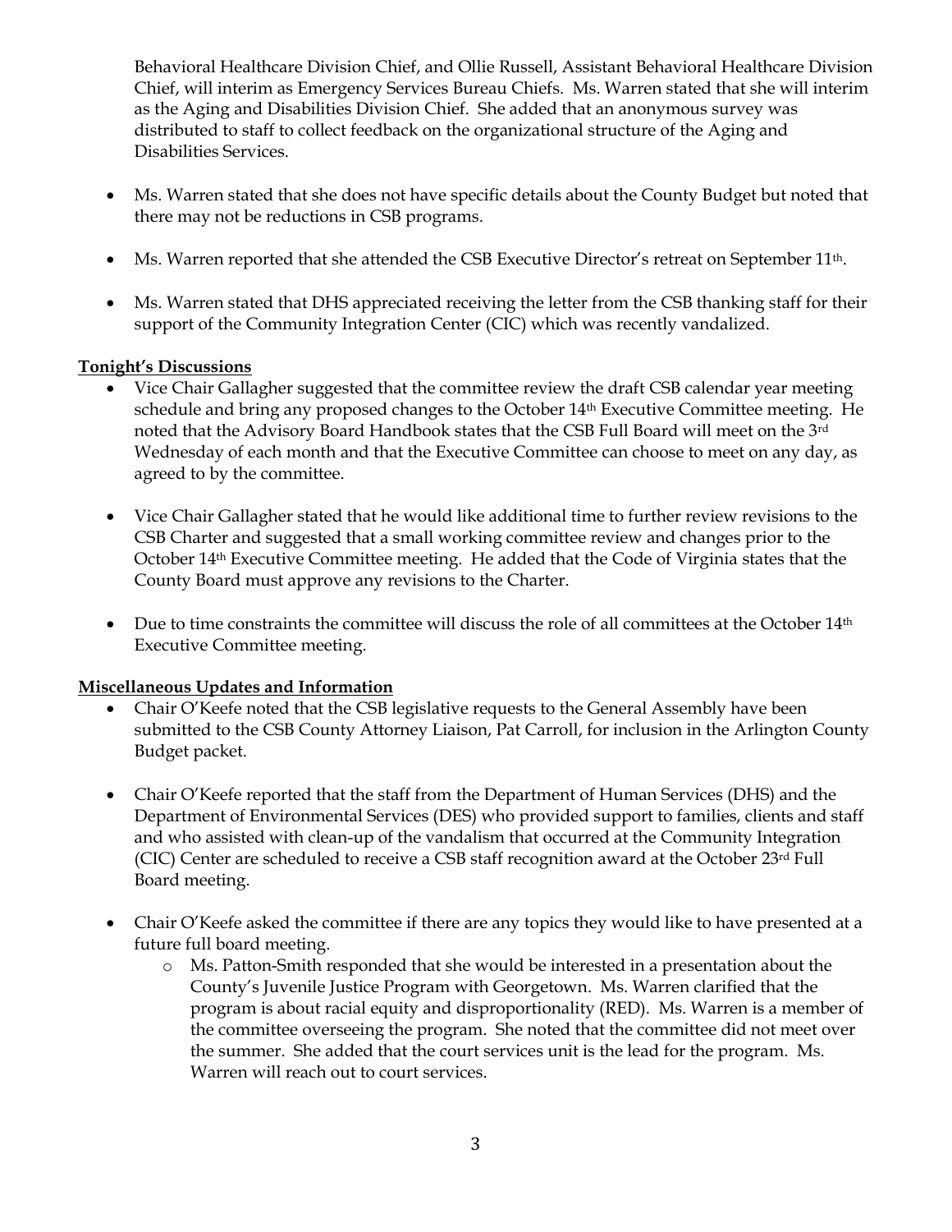Behavioral Healthcare Division Chief, and Ollie Russell, Assistant Behavioral Healthcare Division Chief, will interim as Emergency Services Bureau Chiefs. Ms. Warren stated that she will interim as the Aging and Disabilities Division Chief. She added that an anonymous survey was distributed to staff to collect feedback on the organizational structure of the Aging and Disabilities Services.

- Ms. Warren stated that she does not have specific details about the County Budget but noted that there may not be reductions in CSB programs.
- Ms. Warren reported that she attended the CSB Executive Director's retreat on September 11th.
- Ms. Warren stated that DHS appreciated receiving the letter from the CSB thanking staff for their support of the Community Integration Center (CIC) which was recently vandalized.

**Tonight's Discussions**

- Vice Chair Gallagher suggested that the committee review the draft CSB calendar year meeting schedule and bring any proposed changes to the October 14th Executive Committee meeting. He noted that the Advisory Board Handbook states that the CSB Full Board will meet on the 3rd Wednesday of each month and that the Executive Committee can choose to meet on any day, as agreed to by the committee.
- Vice Chair Gallagher stated that he would like additional time to further review revisions to the CSB Charter and suggested that a small working committee review and changes prior to the October 14th Executive Committee meeting. He added that the Code of Virginia states that the County Board must approve any revisions to the Charter.
- Due to time constraints the committee will discuss the role of all committees at the October 14th Executive Committee meeting.

**Miscellaneous Updates and Information**

- Chair O'Keefe noted that the CSB legislative requests to the General Assembly have been submitted to the CSB County Attorney Liaison, Pat Carroll, for inclusion in the Arlington County Budget packet.
- Chair O'Keefe reported that the staff from the Department of Human Services (DHS) and the Department of Environmental Services (DES) who provided support to families, clients and staff and who assisted with clean-up of the vandalism that occurred at the Community Integration (CIC) Center are scheduled to receive a CSB staff recognition award at the October 23rd Full Board meeting.
- Chair O'Keefe asked the committee if there are any topics they would like to have presented at a future full board meeting.
  - Ms. Patton-Smith responded that she would be interested in a presentation about the County's Juvenile Justice Program with Georgetown. Ms. Warren clarified that the program is about racial equity and disproportionality (RED). Ms. Warren is a member of the committee overseeing the program. She noted that the committee did not meet over the summer. She added that the court services unit is the lead for the program. Ms. Warren will reach out to court services.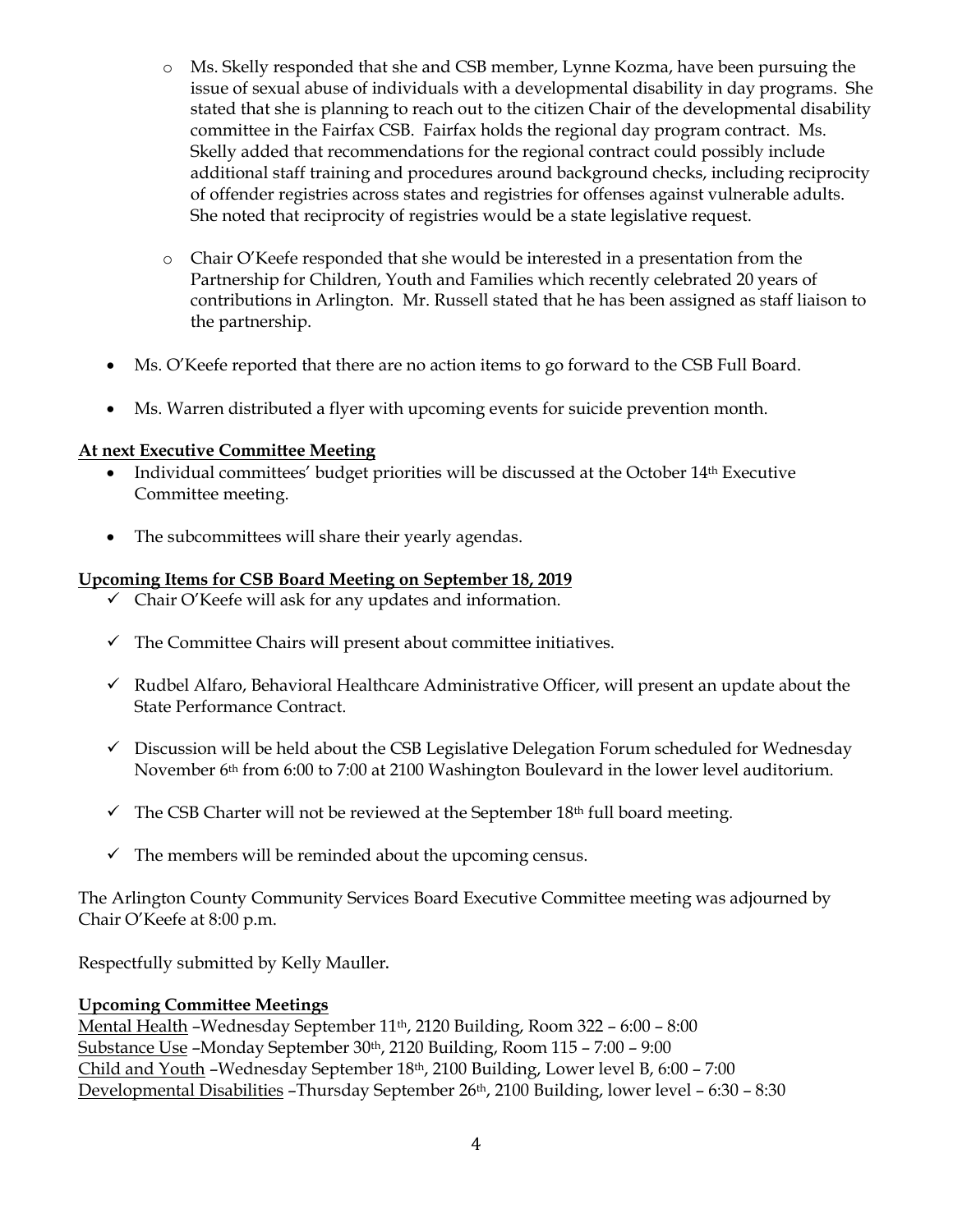- Ms. Skelly responded that she and CSB member, Lynne Kozma, have been pursuing the issue of sexual abuse of individuals with a developmental disability in day programs. She stated that she is planning to reach out to the citizen Chair of the developmental disability committee in the Fairfax CSB. Fairfax holds the regional day program contract. Ms. Skelly added that recommendations for the regional contract could possibly include additional staff training and procedures around background checks, including reciprocity of offender registries across states and registries for offenses against vulnerable adults. She noted that reciprocity of registries would be a state legislative request.

- Chair O'Keefe responded that she would be interested in a presentation from the Partnership for Children, Youth and Families which recently celebrated 20 years of contributions in Arlington. Mr. Russell stated that he has been assigned as staff liaison to the partnership.

- Ms. O'Keefe reported that there are no action items to go forward to the CSB Full Board.

- Ms. Warren distributed a flyer with upcoming events for suicide prevention month.

**At next Executive Committee Meeting**

- Individual committees' budget priorities will be discussed at the October 14th Executive Committee meeting.

- The subcommittees will share their yearly agendas.

**Upcoming Items for CSB Board Meeting on September 18, 2019**

- ✓ Chair O'Keefe will ask for any updates and information.

- ✓ The Committee Chairs will present about committee initiatives.

- ✓ Rudbel Alfaro, Behavioral Healthcare Administrative Officer, will present an update about the State Performance Contract.

- ✓ Discussion will be held about the CSB Legislative Delegation Forum scheduled for Wednesday November 6th from 6:00 to 7:00 at 2100 Washington Boulevard in the lower level auditorium.

- ✓ The CSB Charter will not be reviewed at the September 18th full board meeting.

- ✓ The members will be reminded about the upcoming census.

The Arlington County Community Services Board Executive Committee meeting was adjourned by Chair O'Keefe at 8:00 p.m.

Respectfully submitted by Kelly Mauller.

**Upcoming Committee Meetings**

Mental Health –Wednesday September 11th, 2120 Building, Room 322 – 6:00 – 8:00
Substance Use –Monday September 30th, 2120 Building, Room 115 – 7:00 – 9:00
Child and Youth –Wednesday September 18th, 2100 Building, Lower level B, 6:00 – 7:00
Developmental Disabilities –Thursday September 26th, 2100 Building, lower level – 6:30 – 8:30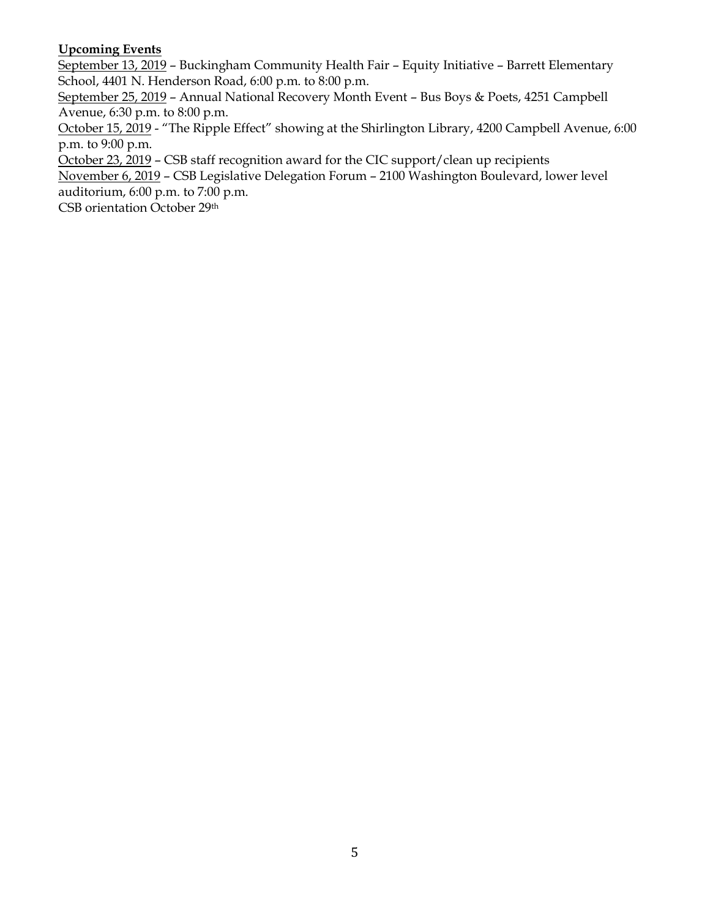**Upcoming Events**

September 13, 2019 – Buckingham Community Health Fair – Equity Initiative – Barrett Elementary School, 4401 N. Henderson Road, 6:00 p.m. to 8:00 p.m.

September 25, 2019 – Annual National Recovery Month Event – Bus Boys & Poets, 4251 Campbell Avenue, 6:30 p.m. to 8:00 p.m.

October 15, 2019 - "The Ripple Effect" showing at the Shirlington Library, 4200 Campbell Avenue, 6:00 p.m. to 9:00 p.m.

October 23, 2019 – CSB staff recognition award for the CIC support/clean up recipients

November 6, 2019 – CSB Legislative Delegation Forum – 2100 Washington Boulevard, lower level auditorium, 6:00 p.m. to 7:00 p.m.

CSB orientation October 29th